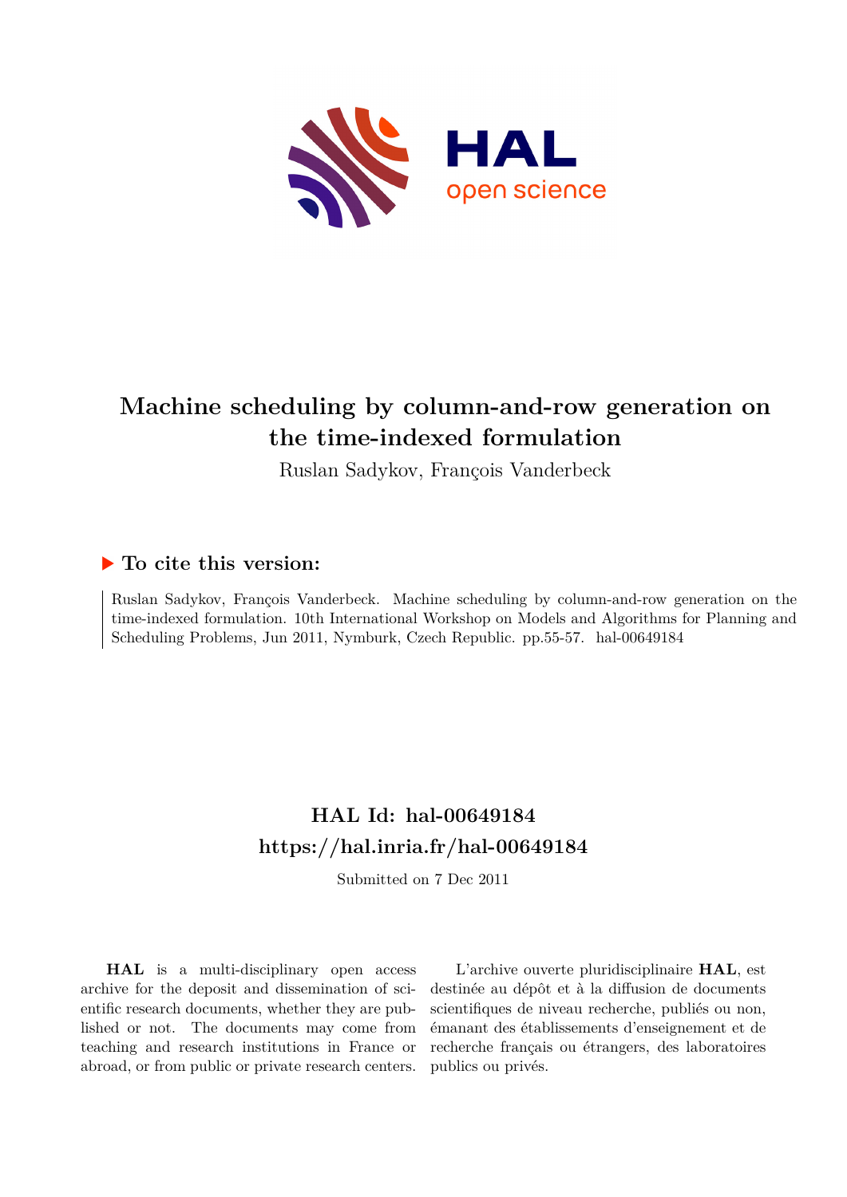# Machine scheduling by column-and-row generation on the time-indexed formulation

Ruslan Sadykov, François Vanderbeck

## ▶ To cite this version:

Ruslan Sadykov, François Vanderbeck. Machine scheduling by column-and-row generation on the time-indexed formulation. 10th International Workshop on Models and Algorithms for Planning and Scheduling Problems, Jun 2011, Nymburk, Czech Republic. pp.55-57. hal-00649184

## HAL Id: hal-00649184

## https://hal.inria.fr/hal-00649184

Submitted on 7 Dec 2011

**HAL** is a multi-disciplinary open access archive for the deposit and dissemination of scientific research documents, whether they are published or not. The documents may come from teaching and research institutions in France or abroad, or from public or private research centers.

L'archive ouverte pluridisciplinaire **HAL**, est destinée au dépôt et à la diffusion de documents scientifiques de niveau recherche, publiés ou non, émanant des établissements d'enseignement et de recherche français ou étrangers, des laboratoires publics ou privés.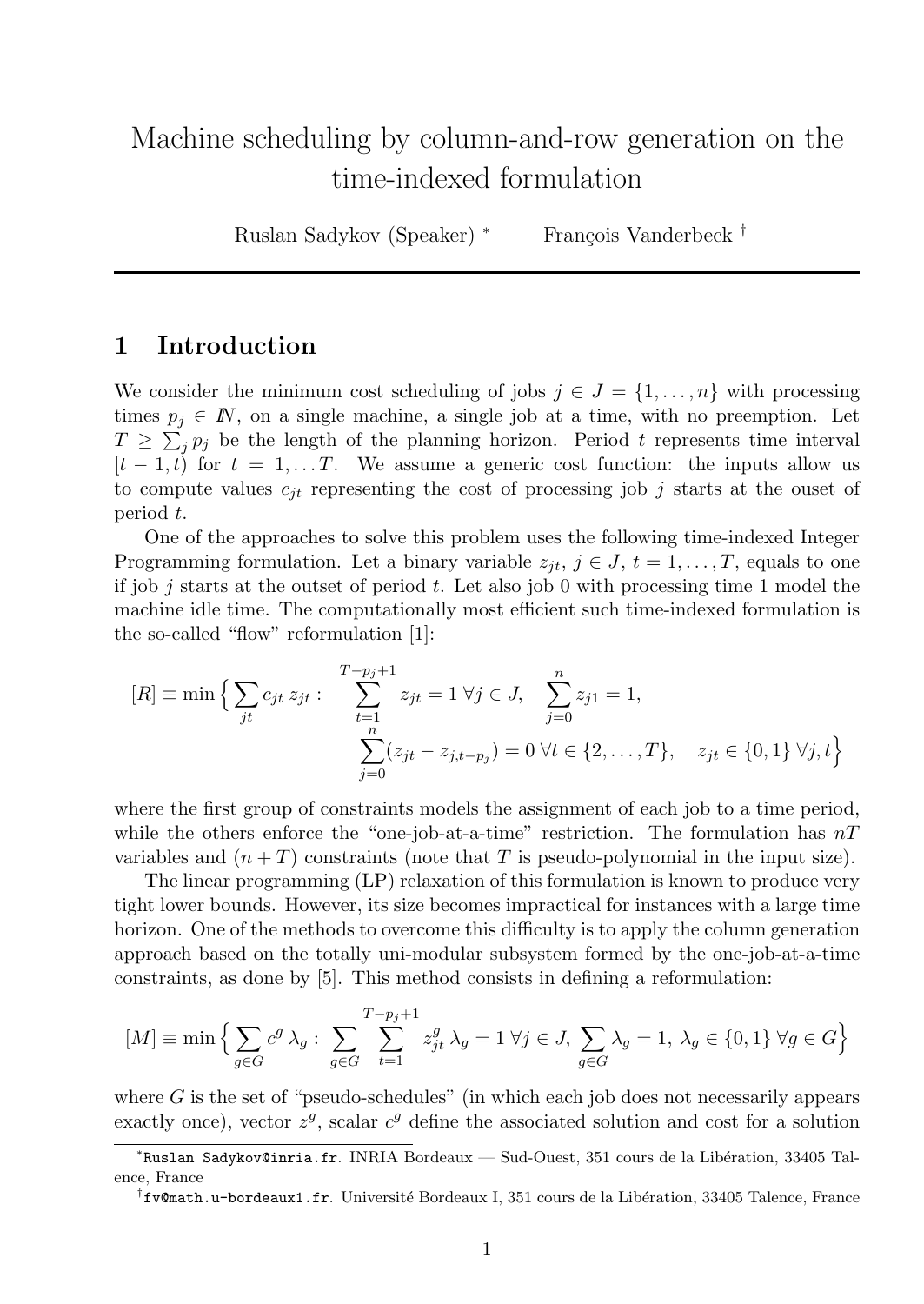# Machine scheduling by column-and-row generation on the time-indexed formulation

Ruslan Sadykov (Speaker) *     François Vanderbeck †

## 1 Introduction

We consider the minimum cost scheduling of jobs $j \in J = \{1, \ldots, n\}$ with processing times $p_j \in I\!N$, on a single machine, a single job at a time, with no preemption. Let $T \geq \sum_j p_j$ be the length of the planning horizon. Period $t$ represents time interval $[t-1, t)$ for $t = 1, \ldots T$. We assume a generic cost function: the inputs allow us to compute values $c_{jt}$ representing the cost of processing job $j$ starts at the ouset of period $t$.

One of the approaches to solve this problem uses the following time-indexed Integer Programming formulation. Let a binary variable $z_{jt}$, $j \in J$, $t = 1, \ldots, T$, equals to one if job $j$ starts at the outset of period $t$. Let also job 0 with processing time 1 model the machine idle time. The computationally most efficient such time-indexed formulation is the so-called "flow" reformulation [1]:

$$[R] \equiv \min \Big\{ \sum_{jt} c_{jt}\, z_{jt} : \sum_{t=1}^{T-p_j+1} z_{jt} = 1 \;\forall j \in J, \quad \sum_{j=0}^{n} z_{j1} = 1, \\ \sum_{j=0}^{n} (z_{jt} - z_{j,t-p_j}) = 0 \;\forall t \in \{2, \ldots, T\}, \quad z_{jt} \in \{0,1\} \;\forall j, t \Big\}$$

where the first group of constraints models the assignment of each job to a time period, while the others enforce the "one-job-at-a-time" restriction. The formulation has $nT$ variables and $(n+T)$ constraints (note that $T$ is pseudo-polynomial in the input size).

The linear programming (LP) relaxation of this formulation is known to produce very tight lower bounds. However, its size becomes impractical for instances with a large time horizon. One of the methods to overcome this difficulty is to apply the column generation approach based on the totally uni-modular subsystem formed by the one-job-at-a-time constraints, as done by [5]. This method consists in defining a reformulation:

$$[M] \equiv \min \Big\{ \sum_{g \in G} c^g\, \lambda_g : \sum_{g \in G} \sum_{t=1}^{T-p_j+1} z^g_{jt}\, \lambda_g = 1 \;\forall j \in J, \sum_{g \in G} \lambda_g = 1, \; \lambda_g \in \{0,1\} \;\forall g \in G \Big\}$$

where $G$ is the set of "pseudo-schedules" (in which each job does not necessarily appears exactly once), vector $z^g$, scalar $c^g$ define the associated solution and cost for a solution

---

*Ruslan Sadykov@inria.fr. INRIA Bordeaux — Sud-Ouest, 351 cours de la Libération, 33405 Talence, France

†fv@math.u-bordeaux1.fr. Université Bordeaux I, 351 cours de la Libération, 33405 Talence, France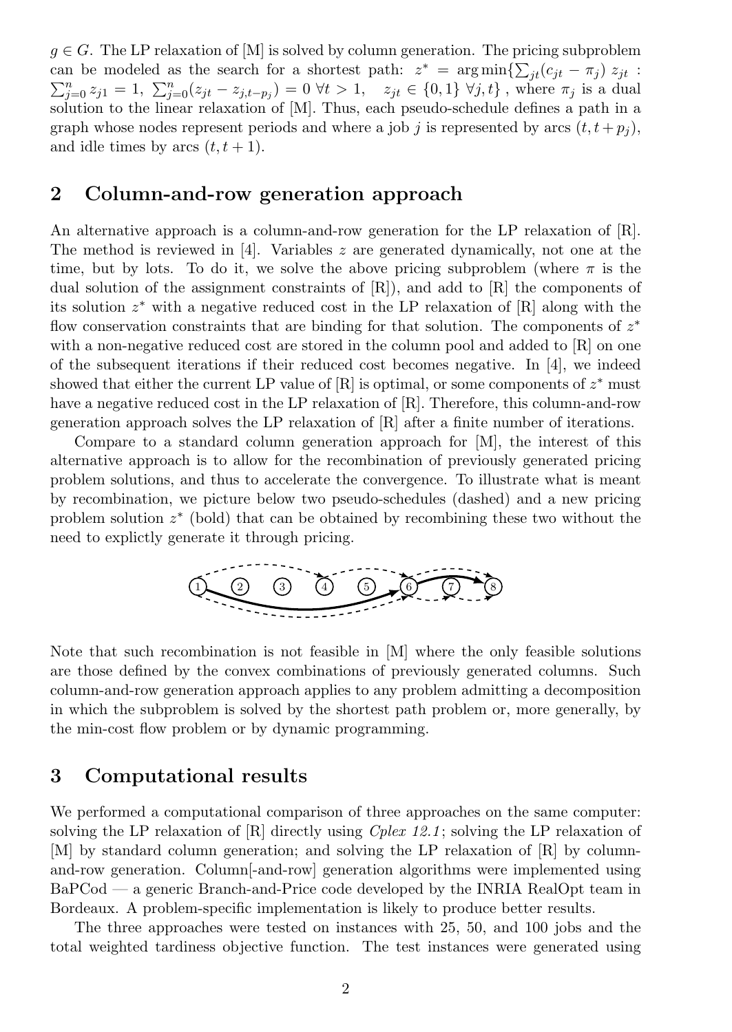$g \in G$. The LP relaxation of [M] is solved by column generation. The pricing subproblem can be modeled as the search for a shortest path: $z^* = \arg\min\{\sum_{jt}(c_{jt} - \pi_j)\, z_{jt} : \sum_{j=0}^{n} z_{j1} = 1,\ \sum_{j=0}^{n}(z_{jt} - z_{j,t-p_j}) = 0\ \forall t > 1,\quad z_{jt} \in \{0,1\}\ \forall j,t\}$ , where $\pi_j$ is a dual solution to the linear relaxation of [M]. Thus, each pseudo-schedule defines a path in a graph whose nodes represent periods and where a job $j$ is represented by arcs $(t, t + p_j)$, and idle times by arcs $(t, t + 1)$.

## 2 Column-and-row generation approach

An alternative approach is a column-and-row generation for the LP relaxation of [R]. The method is reviewed in [4]. Variables $z$ are generated dynamically, not one at the time, but by lots. To do it, we solve the above pricing subproblem (where $\pi$ is the dual solution of the assignment constraints of [R]), and add to [R] the components of its solution $z^*$ with a negative reduced cost in the LP relaxation of [R] along with the flow conservation constraints that are binding for that solution. The components of $z^*$ with a non-negative reduced cost are stored in the column pool and added to [R] on one of the subsequent iterations if their reduced cost becomes negative. In [4], we indeed showed that either the current LP value of [R] is optimal, or some components of $z^*$ must have a negative reduced cost in the LP relaxation of [R]. Therefore, this column-and-row generation approach solves the LP relaxation of [R] after a finite number of iterations.

Compare to a standard column generation approach for [M], the interest of this alternative approach is to allow for the recombination of previously generated pricing problem solutions, and thus to accelerate the convergence. To illustrate what is meant by recombination, we picture below two pseudo-schedules (dashed) and a new pricing problem solution $z^*$ (bold) that can be obtained by recombining these two without the need to explictly generate it through pricing.

Note that such recombination is not feasible in [M] where the only feasible solutions are those defined by the convex combinations of previously generated columns. Such column-and-row generation approach applies to any problem admitting a decomposition in which the subproblem is solved by the shortest path problem or, more generally, by the min-cost flow problem or by dynamic programming.

## 3 Computational results

We performed a computational comparison of three approaches on the same computer: solving the LP relaxation of [R] directly using *Cplex 12.1*; solving the LP relaxation of [M] by standard column generation; and solving the LP relaxation of [R] by column-and-row generation. Column[-and-row] generation algorithms were implemented using BaPCod — a generic Branch-and-Price code developed by the INRIA RealOpt team in Bordeaux. A problem-specific implementation is likely to produce better results.

The three approaches were tested on instances with 25, 50, and 100 jobs and the total weighted tardiness objective function. The test instances were generated using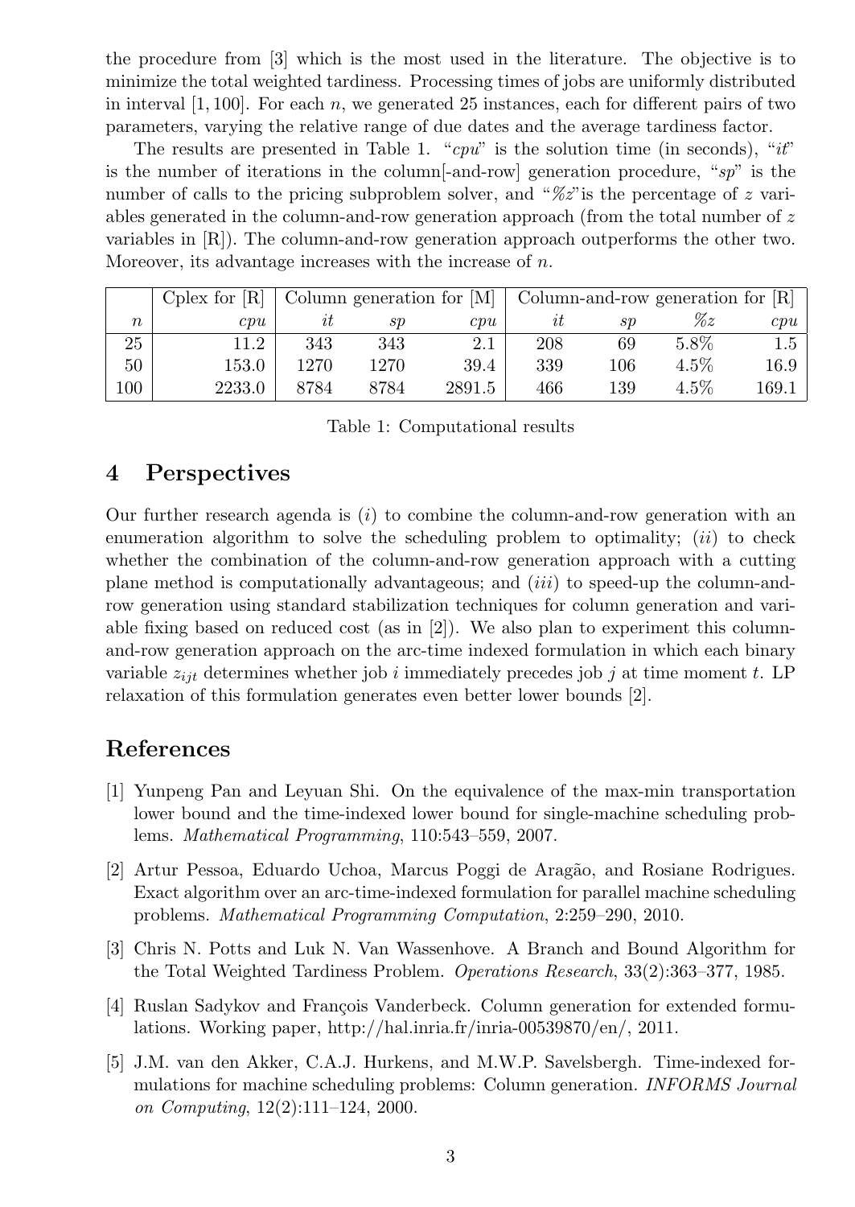the procedure from [3] which is the most used in the literature. The objective is to minimize the total weighted tardiness. Processing times of jobs are uniformly distributed in interval $[1, 100]$. For each $n$, we generated 25 instances, each for different pairs of two parameters, varying the relative range of due dates and the average tardiness factor.

The results are presented in Table 1. "*cpu*" is the solution time (in seconds), "*it*" is the number of iterations in the column[-and-row] generation procedure, "*sp*" is the number of calls to the pricing subproblem solver, and "*%z*" is the percentage of $z$ variables generated in the column-and-row generation approach (from the total number of $z$ variables in [R]). The column-and-row generation approach outperforms the other two. Moreover, its advantage increases with the increase of $n$.

| | Cplex for [R] | Column generation for [M] | | | Column-and-row generation for [R] | | | |
|---|---|---|---|---|---|---|---|---|
| $n$ | *cpu* | *it* | *sp* | *cpu* | *it* | *sp* | *%z* | *cpu* |
| 25 | 11.2 | 343 | 343 | 2.1 | 208 | 69 | 5.8% | 1.5 |
| 50 | 153.0 | 1270 | 1270 | 39.4 | 339 | 106 | 4.5% | 16.9 |
| 100 | 2233.0 | 8784 | 8784 | 2891.5 | 466 | 139 | 4.5% | 169.1 |

Table 1: Computational results

## 4 Perspectives

Our further research agenda is (*i*) to combine the column-and-row generation with an enumeration algorithm to solve the scheduling problem to optimality; (*ii*) to check whether the combination of the column-and-row generation approach with a cutting plane method is computationally advantageous; and (*iii*) to speed-up the column-and-row generation using standard stabilization techniques for column generation and variable fixing based on reduced cost (as in [2]). We also plan to experiment this column-and-row generation approach on the arc-time indexed formulation in which each binary variable $z_{ijt}$ determines whether job $i$ immediately precedes job $j$ at time moment $t$. LP relaxation of this formulation generates even better lower bounds [2].

## References

[1] Yunpeng Pan and Leyuan Shi. On the equivalence of the max-min transportation lower bound and the time-indexed lower bound for single-machine scheduling problems. *Mathematical Programming*, 110:543–559, 2007.

[2] Artur Pessoa, Eduardo Uchoa, Marcus Poggi de Aragão, and Rosiane Rodrigues. Exact algorithm over an arc-time-indexed formulation for parallel machine scheduling problems. *Mathematical Programming Computation*, 2:259–290, 2010.

[3] Chris N. Potts and Luk N. Van Wassenhove. A Branch and Bound Algorithm for the Total Weighted Tardiness Problem. *Operations Research*, 33(2):363–377, 1985.

[4] Ruslan Sadykov and François Vanderbeck. Column generation for extended formulations. Working paper, http://hal.inria.fr/inria-00539870/en/, 2011.

[5] J.M. van den Akker, C.A.J. Hurkens, and M.W.P. Savelsbergh. Time-indexed formulations for machine scheduling problems: Column generation. *INFORMS Journal on Computing*, 12(2):111–124, 2000.